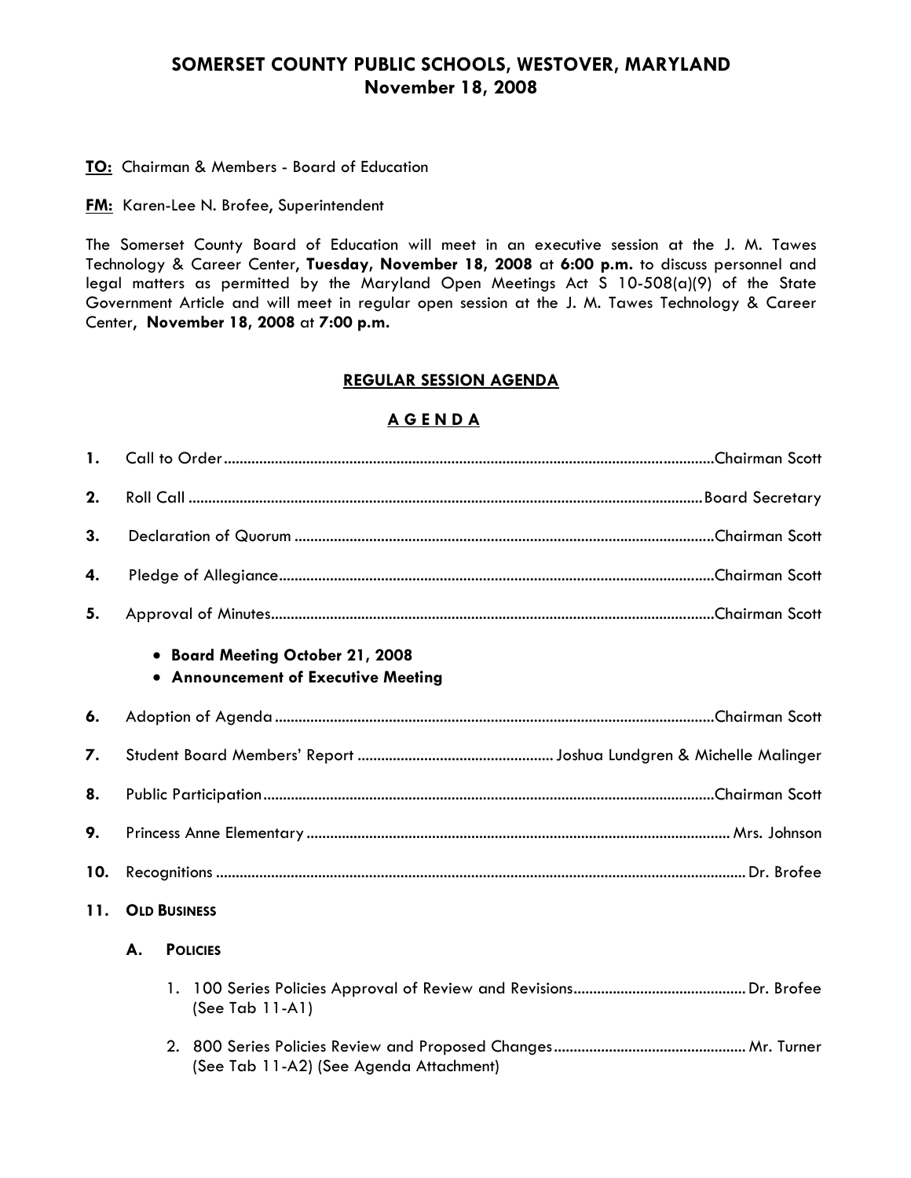# SOMERSET COUNTY PUBLIC SCHOOLS, WESTOVER, MARYLAND
## November 18, 2008

**TO:** Chairman & Members - Board of Education

**FM:** Karen-Lee N. Brofee, Superintendent

The Somerset County Board of Education will meet in an executive session at the J. M. Tawes Technology & Career Center, **Tuesday, November 18, 2008** at **6:00 p.m.** to discuss personnel and legal matters as permitted by the Maryland Open Meetings Act S 10-508(a)(9) of the State Government Article and will meet in regular open session at the J. M. Tawes Technology & Career Center, **November 18, 2008** at **7:00 p.m.**

## REGULAR SESSION AGENDA

## A G E N D A

1. Call to Order .................................................. Chairman Scott
2. Roll Call .................................................. Board Secretary
3. Declaration of Quorum .................................................. Chairman Scott
4. Pledge of Allegiance .................................................. Chairman Scott
5. Approval of Minutes .................................................. Chairman Scott
   - **Board Meeting October 21, 2008**
   - **Announcement of Executive Meeting**
6. Adoption of Agenda .................................................. Chairman Scott
7. Student Board Members' Report .................................................. Joshua Lundgren & Michelle Malinger
8. Public Participation .................................................. Chairman Scott
9. Princess Anne Elementary .................................................. Mrs. Johnson
10. Recognitions .................................................. Dr. Brofee
11. **OLD BUSINESS**

    **A. POLICIES**

    1. 100 Series Policies Approval of Review and Revisions .................................................. Dr. Brofee
       (See Tab 11-A1)
    2. 800 Series Policies Review and Proposed Changes .................................................. Mr. Turner
       (See Tab 11-A2) (See Agenda Attachment)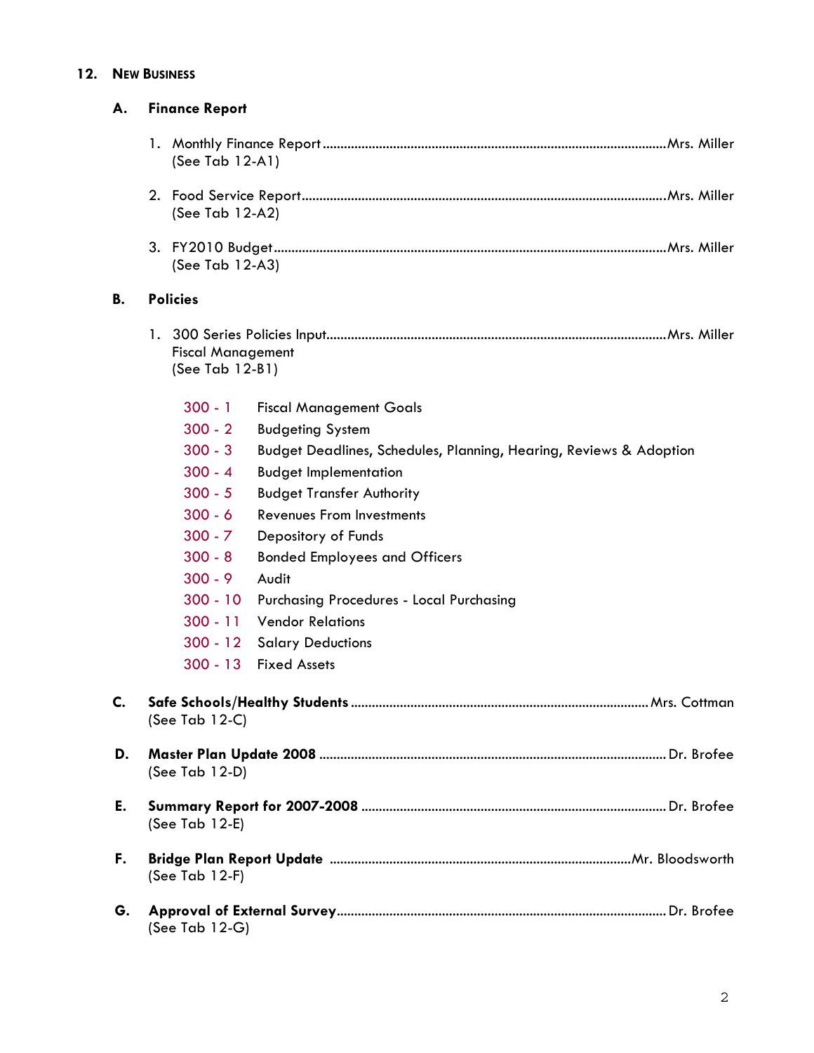## 12. New Business

### A. Finance Report

1. Monthly Finance Report ........................................ Mrs. Miller
   (See Tab 12-A1)

2. Food Service Report ........................................ Mrs. Miller
   (See Tab 12-A2)

3. FY2010 Budget ........................................ Mrs. Miller
   (See Tab 12-A3)

### B. Policies

1. 300 Series Policies Input ........................................ Mrs. Miller
   Fiscal Management
   (See Tab 12-B1)

   300 - 1 Fiscal Management Goals
   300 - 2 Budgeting System
   300 - 3 Budget Deadlines, Schedules, Planning, Hearing, Reviews & Adoption
   300 - 4 Budget Implementation
   300 - 5 Budget Transfer Authority
   300 - 6 Revenues From Investments
   300 - 7 Depository of Funds
   300 - 8 Bonded Employees and Officers
   300 - 9 Audit
   300 - 10 Purchasing Procedures - Local Purchasing
   300 - 11 Vendor Relations
   300 - 12 Salary Deductions
   300 - 13 Fixed Assets

### C. Safe Schools/Healthy Students ........................................ Mrs. Cottman
(See Tab 12-C)

### D. Master Plan Update 2008 ........................................ Dr. Brofee
(See Tab 12-D)

### E. Summary Report for 2007-2008 ........................................ Dr. Brofee
(See Tab 12-E)

### F. Bridge Plan Report Update ........................................ Mr. Bloodsworth
(See Tab 12-F)

### G. Approval of External Survey ........................................ Dr. Brofee
(See Tab 12-G)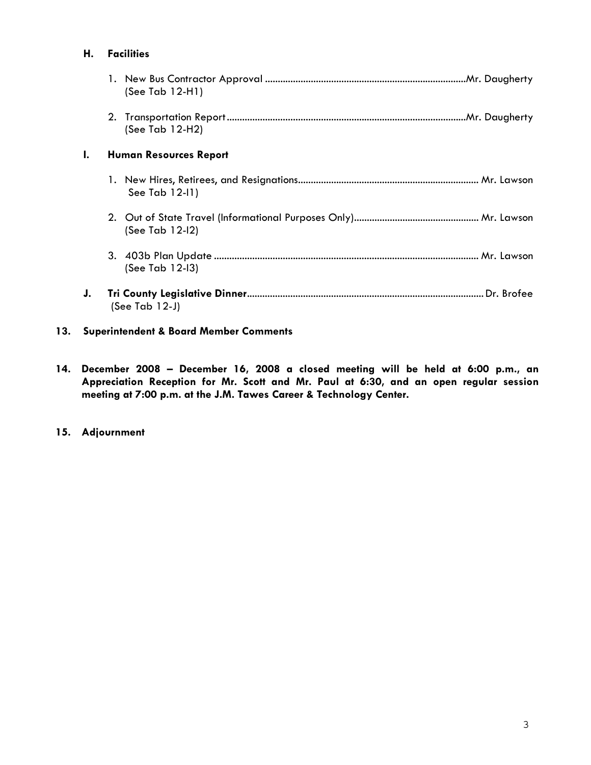**H. Facilities**

1. New Bus Contractor Approval ..............................................................................Mr. Daugherty
   (See Tab 12-H1)

2. Transportation Report .............................................................................................Mr. Daugherty
   (See Tab 12-H2)

**I. Human Resources Report**

1. New Hires, Retirees, and Resignations...................................................................... Mr. Lawson
   See Tab 12-I1)

2. Out of State Travel (Informational Purposes Only)................................................. Mr. Lawson
   (See Tab 12-I2)

3. 403b Plan Update ....................................................................................................... Mr. Lawson
   (See Tab 12-I3)

**J. Tri County Legislative Dinner**............................................................................................ Dr. Brofee
(See Tab 12-J)

**13. Superintendent & Board Member Comments**

**14. December 2008 – December 16, 2008 a closed meeting will be held at 6:00 p.m., an Appreciation Reception for Mr. Scott and Mr. Paul at 6:30, and an open regular session meeting at 7:00 p.m. at the J.M. Tawes Career & Technology Center.**

**15. Adjournment**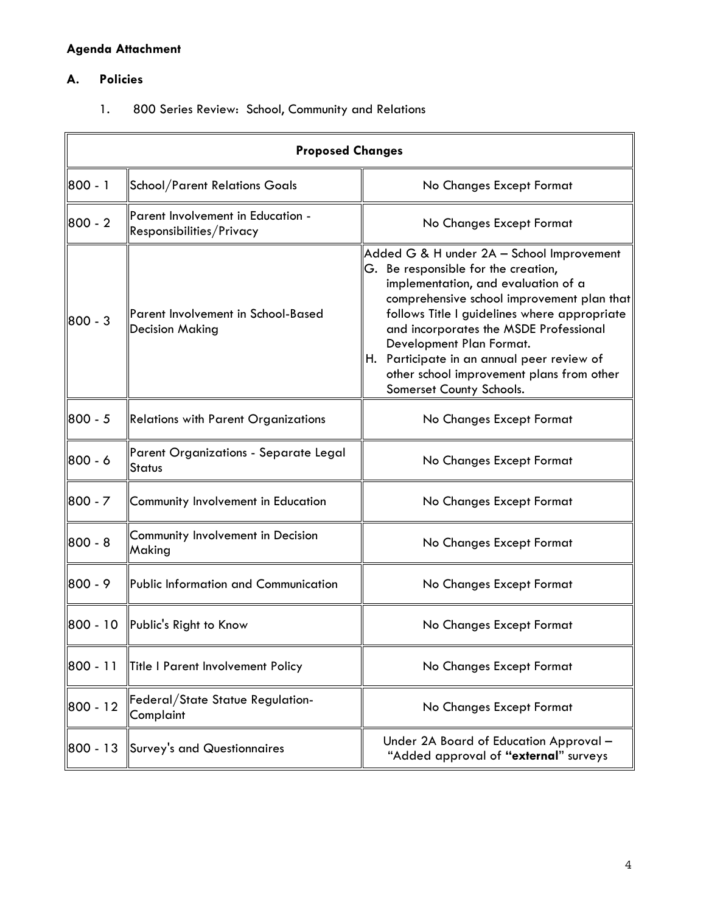**Agenda Attachment**

**A. Policies**

1. 800 Series Review: School, Community and Relations

| **Proposed Changes** | | |
|---|---|---|
| 800 - 1 | School/Parent Relations Goals | No Changes Except Format |
| 800 - 2 | Parent Involvement in Education - Responsibilities/Privacy | No Changes Except Format |
| 800 - 3 | Parent Involvement in School-Based Decision Making | Added G & H under 2A – School Improvement<br>G. Be responsible for the creation, implementation, and evaluation of a comprehensive school improvement plan that follows Title I guidelines where appropriate and incorporates the MSDE Professional Development Plan Format.<br>H. Participate in an annual peer review of other school improvement plans from other Somerset County Schools. |
| 800 - 5 | Relations with Parent Organizations | No Changes Except Format |
| 800 - 6 | Parent Organizations - Separate Legal Status | No Changes Except Format |
| 800 - 7 | Community Involvement in Education | No Changes Except Format |
| 800 - 8 | Community Involvement in Decision Making | No Changes Except Format |
| 800 - 9 | Public Information and Communication | No Changes Except Format |
| 800 - 10 | Public's Right to Know | No Changes Except Format |
| 800 - 11 | Title I Parent Involvement Policy | No Changes Except Format |
| 800 - 12 | Federal/State Statue Regulation-Complaint | No Changes Except Format |
| 800 - 13 | Survey's and Questionnaires | Under 2A Board of Education Approval – "Added approval of **"external**" surveys |